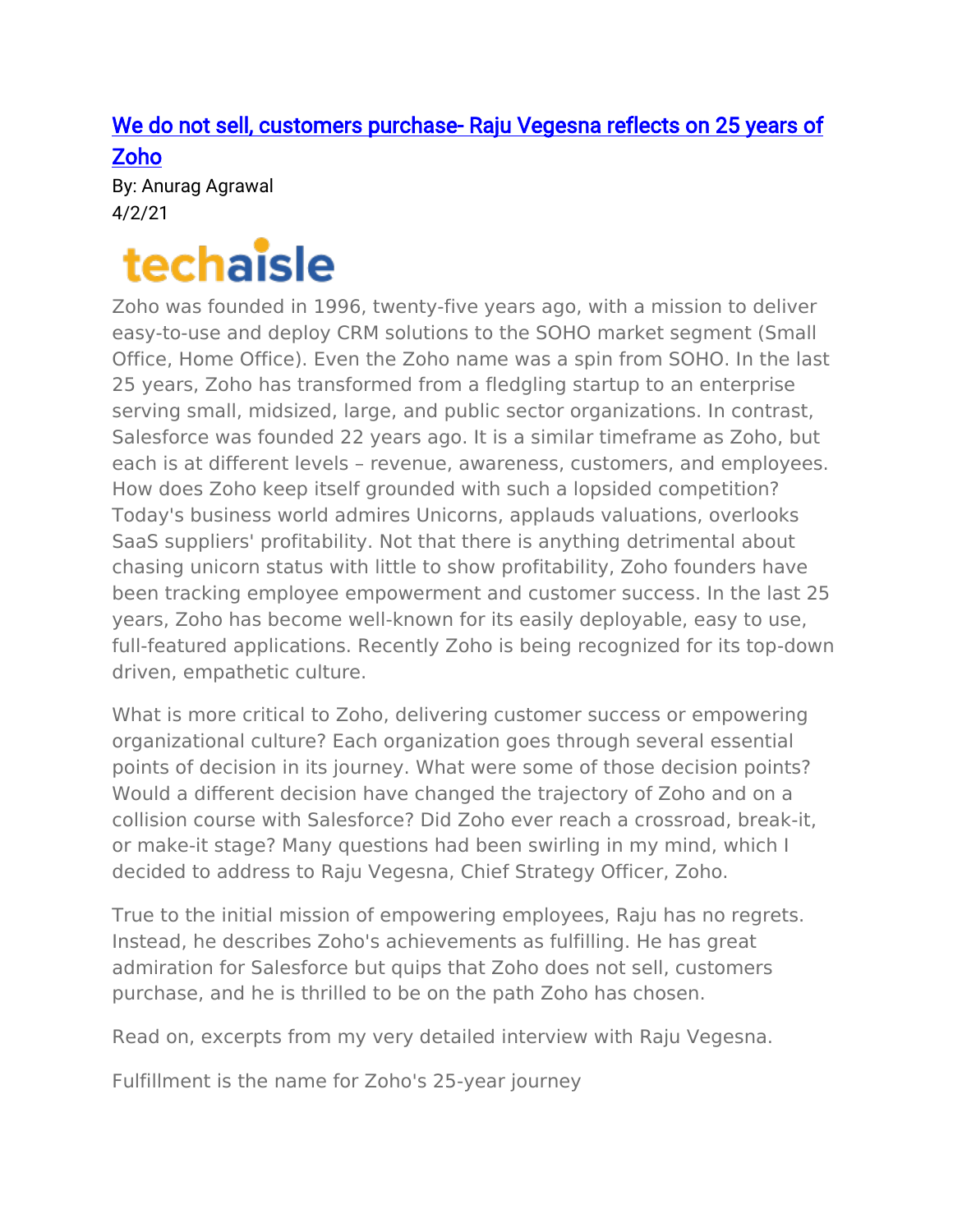# [We do not sell, customers purchase- Raju Vegesna reflects on 25 years of Zoho]

By: Anurag Agrawal
4/2/21

techaisle

Zoho was founded in 1996, twenty-five years ago, with a mission to deliver easy-to-use and deploy CRM solutions to the SOHO market segment (Small Office, Home Office). Even the Zoho name was a spin from SOHO. In the last 25 years, Zoho has transformed from a fledgling startup to an enterprise serving small, midsized, large, and public sector organizations. In contrast, Salesforce was founded 22 years ago. It is a similar timeframe as Zoho, but each is at different levels – revenue, awareness, customers, and employees. How does Zoho keep itself grounded with such a lopsided competition? Today's business world admires Unicorns, applauds valuations, overlooks SaaS suppliers' profitability. Not that there is anything detrimental about chasing unicorn status with little to show profitability, Zoho founders have been tracking employee empowerment and customer success. In the last 25 years, Zoho has become well-known for its easily deployable, easy to use, full-featured applications. Recently Zoho is being recognized for its top-down driven, empathetic culture.

What is more critical to Zoho, delivering customer success or empowering organizational culture? Each organization goes through several essential points of decision in its journey. What were some of those decision points? Would a different decision have changed the trajectory of Zoho and on a collision course with Salesforce? Did Zoho ever reach a crossroad, break-it, or make-it stage? Many questions had been swirling in my mind, which I decided to address to Raju Vegesna, Chief Strategy Officer, Zoho.

True to the initial mission of empowering employees, Raju has no regrets. Instead, he describes Zoho's achievements as fulfilling. He has great admiration for Salesforce but quips that Zoho does not sell, customers purchase, and he is thrilled to be on the path Zoho has chosen.

Read on, excerpts from my very detailed interview with Raju Vegesna.

Fulfillment is the name for Zoho's 25-year journey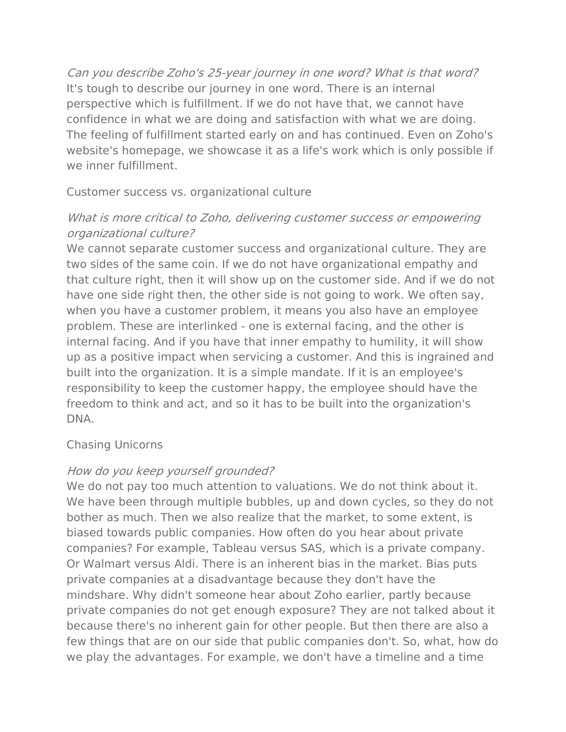*Can you describe Zoho's 25-year journey in one word? What is that word?*
It's tough to describe our journey in one word. There is an internal perspective which is fulfillment. If we do not have that, we cannot have confidence in what we are doing and satisfaction with what we are doing. The feeling of fulfillment started early on and has continued. Even on Zoho's website's homepage, we showcase it as a life's work which is only possible if we inner fulfillment.

## Customer success vs. organizational culture

*What is more critical to Zoho, delivering customer success or empowering organizational culture?*
We cannot separate customer success and organizational culture. They are two sides of the same coin. If we do not have organizational empathy and that culture right, then it will show up on the customer side. And if we do not have one side right then, the other side is not going to work. We often say, when you have a customer problem, it means you also have an employee problem. These are interlinked - one is external facing, and the other is internal facing. And if you have that inner empathy to humility, it will show up as a positive impact when servicing a customer. And this is ingrained and built into the organization. It is a simple mandate. If it is an employee's responsibility to keep the customer happy, the employee should have the freedom to think and act, and so it has to be built into the organization's DNA.

## Chasing Unicorns

*How do you keep yourself grounded?*
We do not pay too much attention to valuations. We do not think about it. We have been through multiple bubbles, up and down cycles, so they do not bother as much. Then we also realize that the market, to some extent, is biased towards public companies. How often do you hear about private companies? For example, Tableau versus SAS, which is a private company. Or Walmart versus Aldi. There is an inherent bias in the market. Bias puts private companies at a disadvantage because they don't have the mindshare. Why didn't someone hear about Zoho earlier, partly because private companies do not get enough exposure? They are not talked about it because there's no inherent gain for other people. But then there are also a few things that are on our side that public companies don't. So, what, how do we play the advantages. For example, we don't have a timeline and a time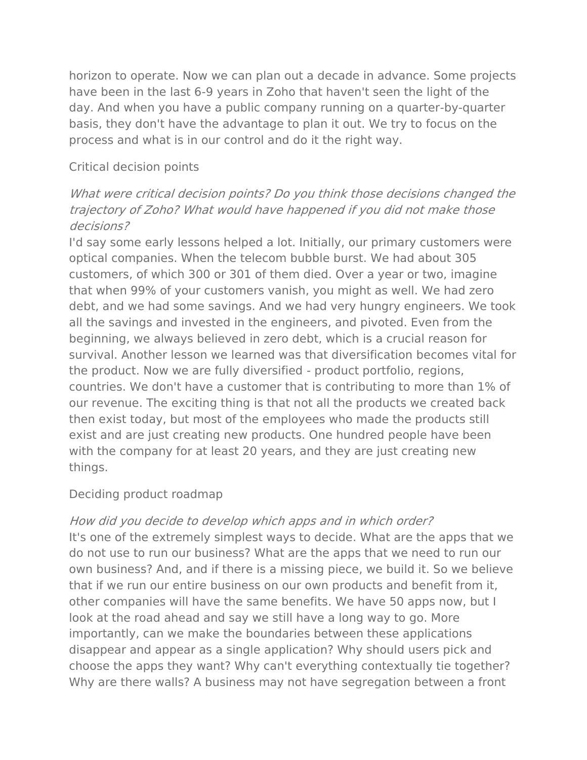horizon to operate. Now we can plan out a decade in advance. Some projects have been in the last 6-9 years in Zoho that haven't seen the light of the day. And when you have a public company running on a quarter-by-quarter basis, they don't have the advantage to plan it out. We try to focus on the process and what is in our control and do it the right way.

## Critical decision points

*What were critical decision points? Do you think those decisions changed the trajectory of Zoho? What would have happened if you did not make those decisions?*

I'd say some early lessons helped a lot. Initially, our primary customers were optical companies. When the telecom bubble burst. We had about 305 customers, of which 300 or 301 of them died. Over a year or two, imagine that when 99% of your customers vanish, you might as well. We had zero debt, and we had some savings. And we had very hungry engineers. We took all the savings and invested in the engineers, and pivoted. Even from the beginning, we always believed in zero debt, which is a crucial reason for survival. Another lesson we learned was that diversification becomes vital for the product. Now we are fully diversified - product portfolio, regions, countries. We don't have a customer that is contributing to more than 1% of our revenue. The exciting thing is that not all the products we created back then exist today, but most of the employees who made the products still exist and are just creating new products. One hundred people have been with the company for at least 20 years, and they are just creating new things.

## Deciding product roadmap

*How did you decide to develop which apps and in which order?*

It's one of the extremely simplest ways to decide. What are the apps that we do not use to run our business? What are the apps that we need to run our own business? And, and if there is a missing piece, we build it. So we believe that if we run our entire business on our own products and benefit from it, other companies will have the same benefits. We have 50 apps now, but I look at the road ahead and say we still have a long way to go. More importantly, can we make the boundaries between these applications disappear and appear as a single application? Why should users pick and choose the apps they want? Why can't everything contextually tie together? Why are there walls? A business may not have segregation between a front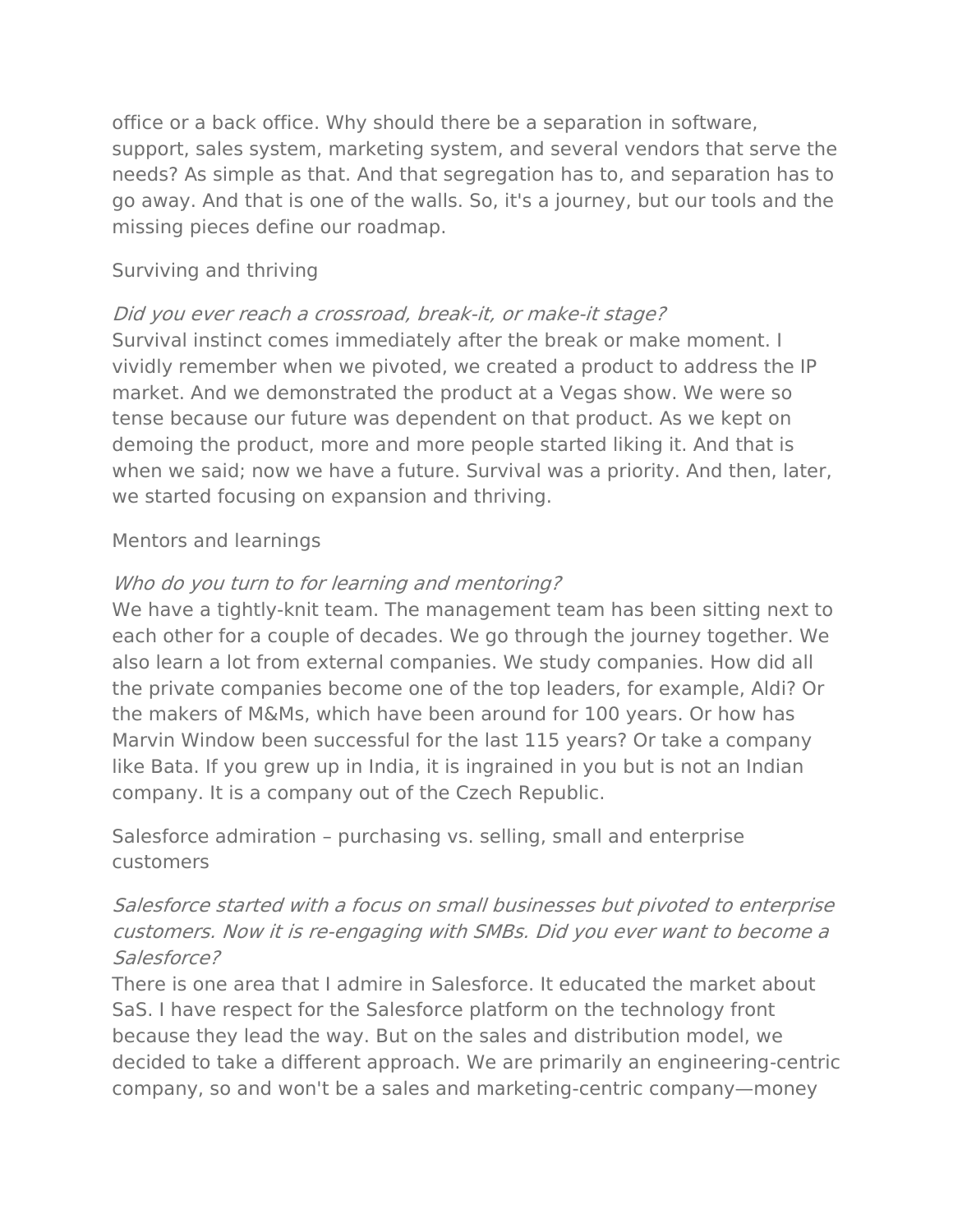office or a back office. Why should there be a separation in software, support, sales system, marketing system, and several vendors that serve the needs? As simple as that. And that segregation has to, and separation has to go away. And that is one of the walls. So, it's a journey, but our tools and the missing pieces define our roadmap.

## Surviving and thriving

*Did you ever reach a crossroad, break-it, or make-it stage?*
Survival instinct comes immediately after the break or make moment. I vividly remember when we pivoted, we created a product to address the IP market. And we demonstrated the product at a Vegas show. We were so tense because our future was dependent on that product. As we kept on demoing the product, more and more people started liking it. And that is when we said; now we have a future. Survival was a priority. And then, later, we started focusing on expansion and thriving.

## Mentors and learnings

*Who do you turn to for learning and mentoring?*
We have a tightly-knit team. The management team has been sitting next to each other for a couple of decades. We go through the journey together. We also learn a lot from external companies. We study companies. How did all the private companies become one of the top leaders, for example, Aldi? Or the makers of M&Ms, which have been around for 100 years. Or how has Marvin Window been successful for the last 115 years? Or take a company like Bata. If you grew up in India, it is ingrained in you but is not an Indian company. It is a company out of the Czech Republic.

## Salesforce admiration – purchasing vs. selling, small and enterprise customers

*Salesforce started with a focus on small businesses but pivoted to enterprise customers. Now it is re-engaging with SMBs. Did you ever want to become a Salesforce?*
There is one area that I admire in Salesforce. It educated the market about SaS. I have respect for the Salesforce platform on the technology front because they lead the way. But on the sales and distribution model, we decided to take a different approach. We are primarily an engineering-centric company, so and won't be a sales and marketing-centric company—money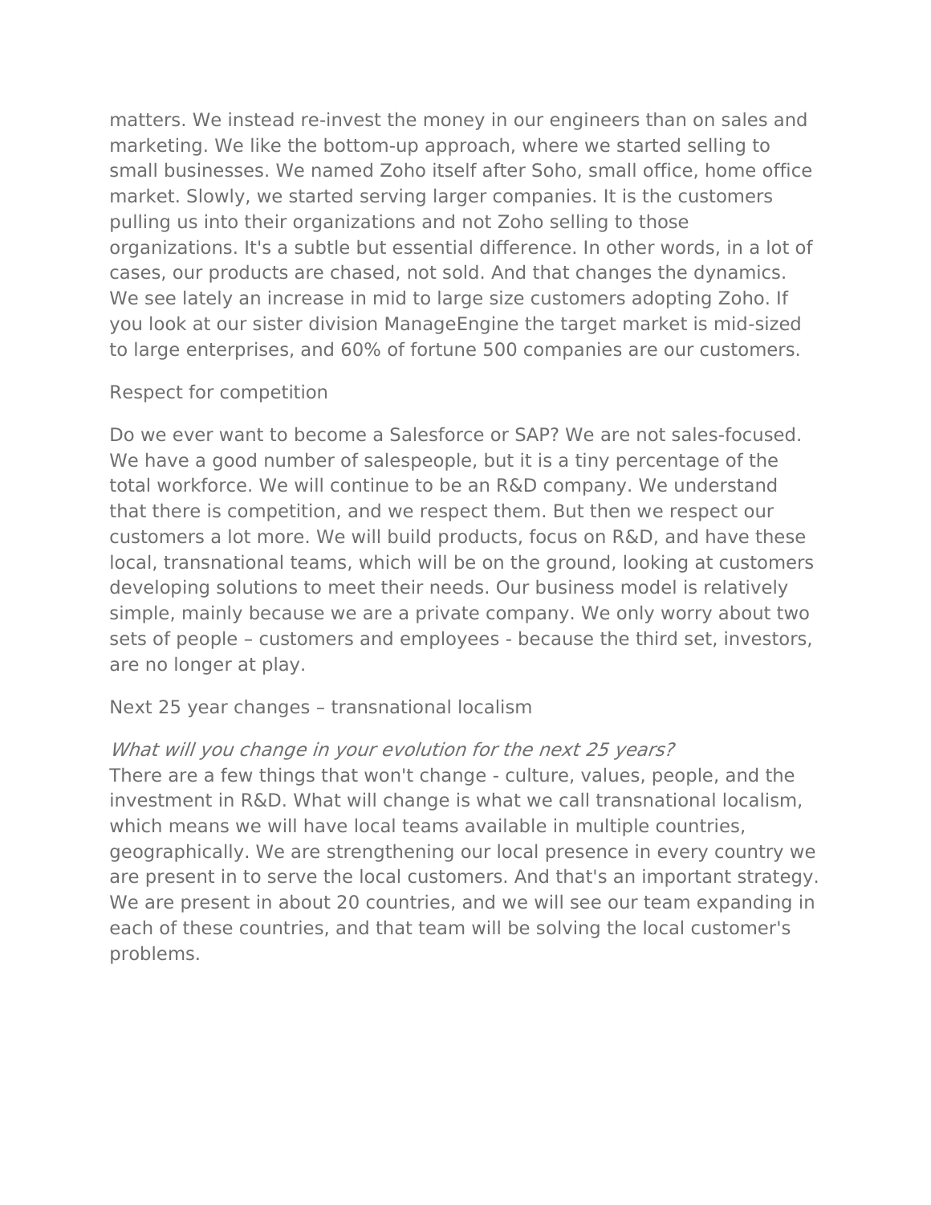matters. We instead re-invest the money in our engineers than on sales and marketing. We like the bottom-up approach, where we started selling to small businesses. We named Zoho itself after Soho, small office, home office market. Slowly, we started serving larger companies. It is the customers pulling us into their organizations and not Zoho selling to those organizations. It's a subtle but essential difference. In other words, in a lot of cases, our products are chased, not sold. And that changes the dynamics. We see lately an increase in mid to large size customers adopting Zoho. If you look at our sister division ManageEngine the target market is mid-sized to large enterprises, and 60% of fortune 500 companies are our customers.

## Respect for competition

Do we ever want to become a Salesforce or SAP? We are not sales-focused. We have a good number of salespeople, but it is a tiny percentage of the total workforce. We will continue to be an R&D company. We understand that there is competition, and we respect them. But then we respect our customers a lot more. We will build products, focus on R&D, and have these local, transnational teams, which will be on the ground, looking at customers developing solutions to meet their needs. Our business model is relatively simple, mainly because we are a private company. We only worry about two sets of people – customers and employees - because the third set, investors, are no longer at play.

## Next 25 year changes – transnational localism

*What will you change in your evolution for the next 25 years?*
There are a few things that won't change - culture, values, people, and the investment in R&D. What will change is what we call transnational localism, which means we will have local teams available in multiple countries, geographically. We are strengthening our local presence in every country we are present in to serve the local customers. And that's an important strategy. We are present in about 20 countries, and we will see our team expanding in each of these countries, and that team will be solving the local customer's problems.